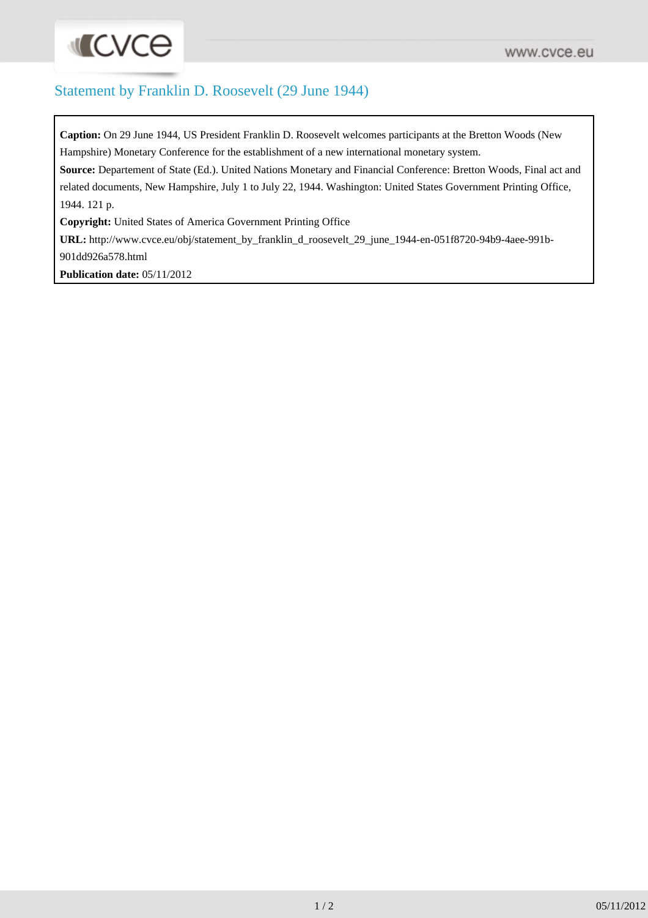# Statement by Franklin D. Roosevelt (29 June 1944)

**Caption:** On 29 June 1944, US President Franklin D. Roosevelt welcomes participants at the Bretton Woods (New Hampshire) Monetary Conference for the establishment of a new international monetary system.

**Source:** Departement of State (Ed.). United Nations Monetary and Financial Conference: Bretton Woods, Final act and related documents, New Hampshire, July 1 to July 22, 1944. Washington: United States Government Printing Office, 1944. 121 p.

**Copyright:** United States of America Government Printing Office

**URL:** http://www.cvce.eu/obj/statement_by_franklin_d_roosevelt_29_june_1944-en-051f8720-94b9-4aee-991b-901dd926a578.html

**Publication date:** 05/11/2012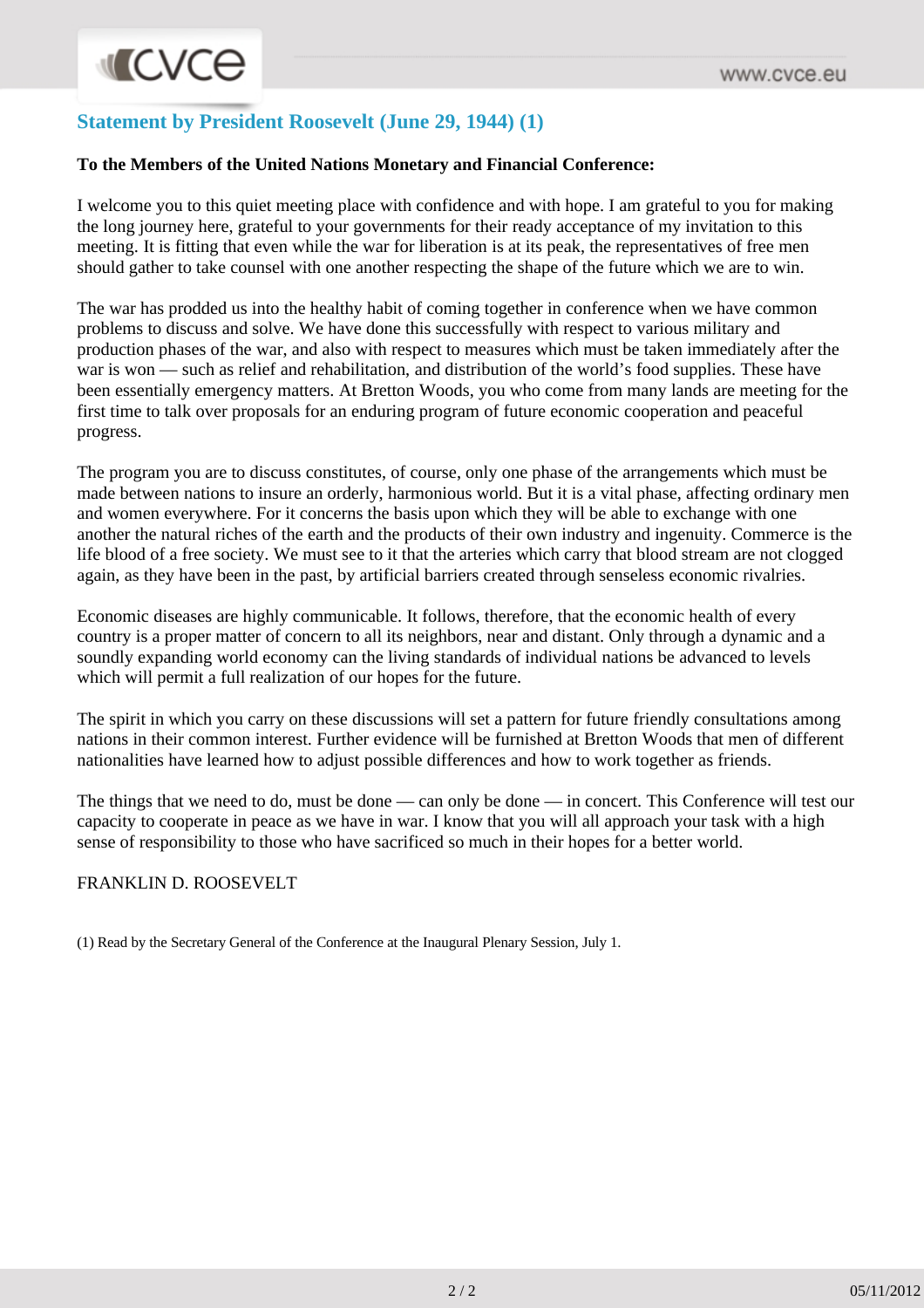## Statement by President Roosevelt (June 29, 1944) (1)

**To the Members of the United Nations Monetary and Financial Conference:**

I welcome you to this quiet meeting place with confidence and with hope. I am grateful to you for making the long journey here, grateful to your governments for their ready acceptance of my invitation to this meeting. It is fitting that even while the war for liberation is at its peak, the representatives of free men should gather to take counsel with one another respecting the shape of the future which we are to win.

The war has prodded us into the healthy habit of coming together in conference when we have common problems to discuss and solve. We have done this successfully with respect to various military and production phases of the war, and also with respect to measures which must be taken immediately after the war is won — such as relief and rehabilitation, and distribution of the world's food supplies. These have been essentially emergency matters. At Bretton Woods, you who come from many lands are meeting for the first time to talk over proposals for an enduring program of future economic cooperation and peaceful progress.

The program you are to discuss constitutes, of course, only one phase of the arrangements which must be made between nations to insure an orderly, harmonious world. But it is a vital phase, affecting ordinary men and women everywhere. For it concerns the basis upon which they will be able to exchange with one another the natural riches of the earth and the products of their own industry and ingenuity. Commerce is the life blood of a free society. We must see to it that the arteries which carry that blood stream are not clogged again, as they have been in the past, by artificial barriers created through senseless economic rivalries.

Economic diseases are highly communicable. It follows, therefore, that the economic health of every country is a proper matter of concern to all its neighbors, near and distant. Only through a dynamic and a soundly expanding world economy can the living standards of individual nations be advanced to levels which will permit a full realization of our hopes for the future.

The spirit in which you carry on these discussions will set a pattern for future friendly consultations among nations in their common interest. Further evidence will be furnished at Bretton Woods that men of different nationalities have learned how to adjust possible differences and how to work together as friends.

The things that we need to do, must be done — can only be done — in concert. This Conference will test our capacity to cooperate in peace as we have in war. I know that you will all approach your task with a high sense of responsibility to those who have sacrificed so much in their hopes for a better world.

FRANKLIN D. ROOSEVELT

(1) Read by the Secretary General of the Conference at the Inaugural Plenary Session, July 1.